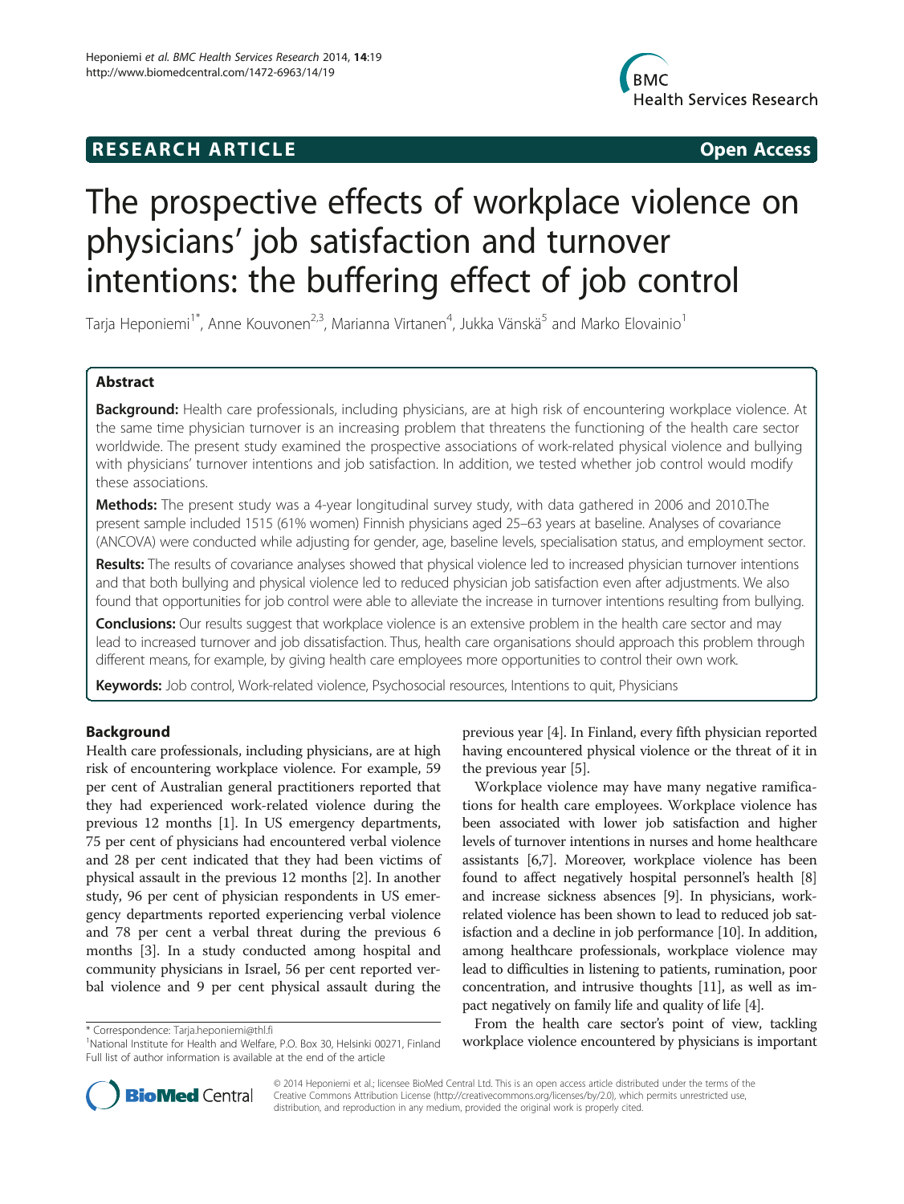**RESEARCH ARTICLE** **Open Access**

# The prospective effects of workplace violence on physicians' job satisfaction and turnover intentions: the buffering effect of job control

Tarja Heponiemi[1*], Anne Kouvonen[2,3], Marianna Virtanen[4], Jukka Vänskä[5] and Marko Elovainio[1]

## Abstract

**Background:** Health care professionals, including physicians, are at high risk of encountering workplace violence. At the same time physician turnover is an increasing problem that threatens the functioning of the health care sector worldwide. The present study examined the prospective associations of work-related physical violence and bullying with physicians' turnover intentions and job satisfaction. In addition, we tested whether job control would modify these associations.

**Methods:** The present study was a 4-year longitudinal survey study, with data gathered in 2006 and 2010.The present sample included 1515 (61% women) Finnish physicians aged 25–63 years at baseline. Analyses of covariance (ANCOVA) were conducted while adjusting for gender, age, baseline levels, specialisation status, and employment sector.

**Results:** The results of covariance analyses showed that physical violence led to increased physician turnover intentions and that both bullying and physical violence led to reduced physician job satisfaction even after adjustments. We also found that opportunities for job control were able to alleviate the increase in turnover intentions resulting from bullying.

**Conclusions:** Our results suggest that workplace violence is an extensive problem in the health care sector and may lead to increased turnover and job dissatisfaction. Thus, health care organisations should approach this problem through different means, for example, by giving health care employees more opportunities to control their own work.

**Keywords:** Job control, Work-related violence, Psychosocial resources, Intentions to quit, Physicians

## Background

Health care professionals, including physicians, are at high risk of encountering workplace violence. For example, 59 per cent of Australian general practitioners reported that they had experienced work-related violence during the previous 12 months [1]. In US emergency departments, 75 per cent of physicians had encountered verbal violence and 28 per cent indicated that they had been victims of physical assault in the previous 12 months [2]. In another study, 96 per cent of physician respondents in US emergency departments reported experiencing verbal violence and 78 per cent a verbal threat during the previous 6 months [3]. In a study conducted among hospital and community physicians in Israel, 56 per cent reported verbal violence and 9 per cent physical assault during the previous year [4]. In Finland, every fifth physician reported having encountered physical violence or the threat of it in the previous year [5].

Workplace violence may have many negative ramifications for health care employees. Workplace violence has been associated with lower job satisfaction and higher levels of turnover intentions in nurses and home healthcare assistants [6,7]. Moreover, workplace violence has been found to negatively affect hospital personnel's health [8] and increase sickness absences [9]. In physicians, work-related violence has been shown to lead to reduced job satisfaction and a decline in job performance [10]. In addition, among healthcare professionals, workplace violence may lead to difficulties in listening to patients, rumination, poor concentration, and intrusive thoughts [11], as well as impact negatively on family life and quality of life [4].

From the health care sector's point of view, tackling workplace violence encountered by physicians is important

\* Correspondence: Tarja.heponiemi@thl.fi
[1]National Institute for Health and Welfare, P.O. Box 30, Helsinki 00271, Finland
Full list of author information is available at the end of the article

© 2014 Heponiemi et al.; licensee BioMed Central Ltd. This is an open access article distributed under the terms of the Creative Commons Attribution License (http://creativecommons.org/licenses/by/2.0), which permits unrestricted use, distribution, and reproduction in any medium, provided the original work is properly cited.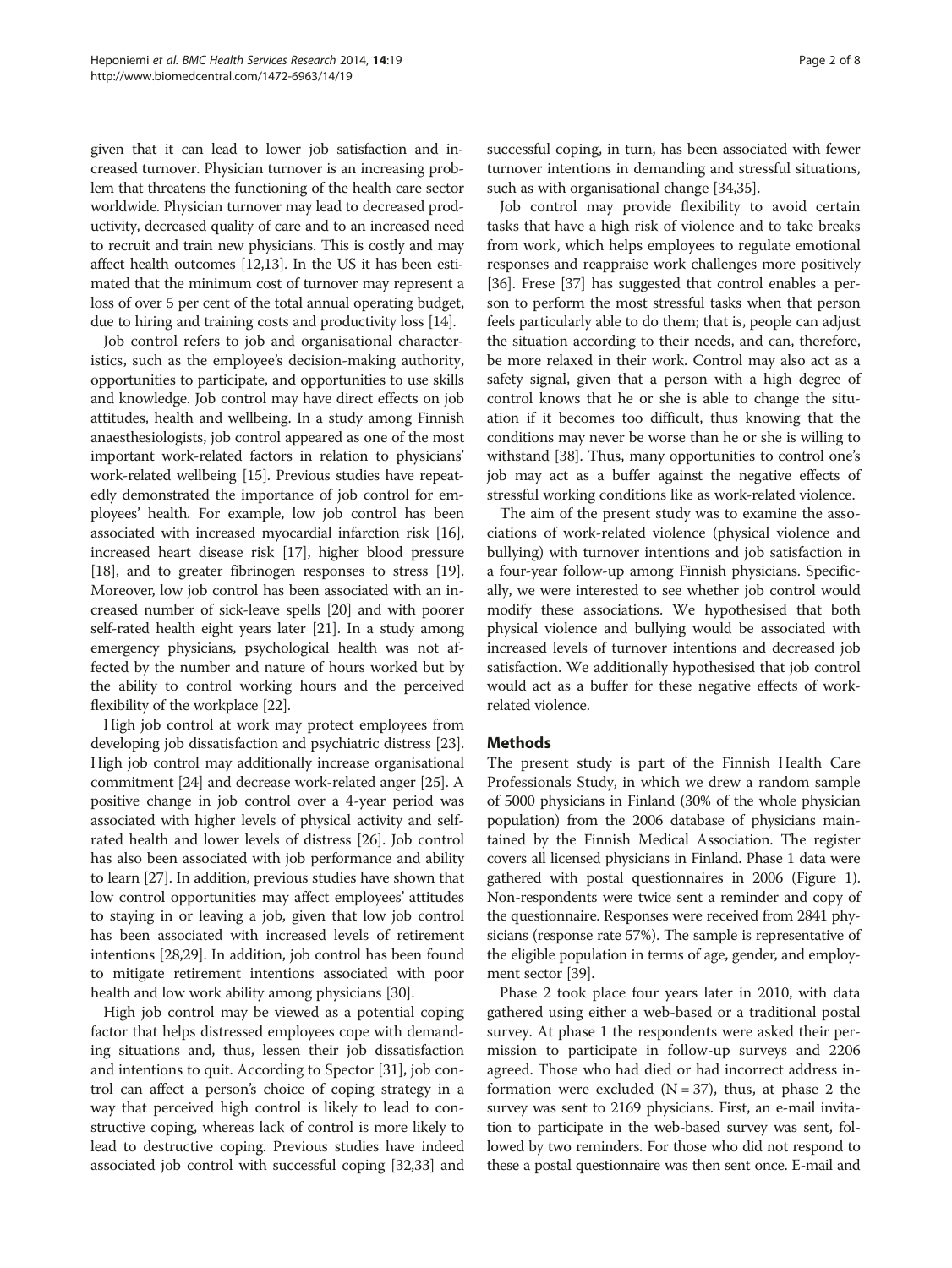given that it can lead to lower job satisfaction and increased turnover. Physician turnover is an increasing problem that threatens the functioning of the health care sector worldwide. Physician turnover may lead to decreased productivity, decreased quality of care and to an increased need to recruit and train new physicians. This is costly and may affect health outcomes [12,13]. In the US it has been estimated that the minimum cost of turnover may represent a loss of over 5 per cent of the total annual operating budget, due to hiring and training costs and productivity loss [14].

Job control refers to job and organisational characteristics, such as the employee's decision-making authority, opportunities to participate, and opportunities to use skills and knowledge. Job control may have direct effects on job attitudes, health and wellbeing. In a study among Finnish anaesthesiologists, job control appeared as one of the most important work-related factors in relation to physicians' work-related wellbeing [15]. Previous studies have repeatedly demonstrated the importance of job control for employees' health. For example, low job control has been associated with increased myocardial infarction risk [16], increased heart disease risk [17], higher blood pressure [18], and to greater fibrinogen responses to stress [19]. Moreover, low job control has been associated with an increased number of sick-leave spells [20] and with poorer self-rated health eight years later [21]. In a study among emergency physicians, psychological health was not affected by the number and nature of hours worked but by the ability to control working hours and the perceived flexibility of the workplace [22].

High job control at work may protect employees from developing job dissatisfaction and psychiatric distress [23]. High job control may additionally increase organisational commitment [24] and decrease work-related anger [25]. A positive change in job control over a 4-year period was associated with higher levels of physical activity and self-rated health and lower levels of distress [26]. Job control has also been associated with job performance and ability to learn [27]. In addition, previous studies have shown that low control opportunities may affect employees' attitudes to staying in or leaving a job, given that low job control has been associated with increased levels of retirement intentions [28,29]. In addition, job control has been found to mitigate retirement intentions associated with poor health and low work ability among physicians [30].

High job control may be viewed as a potential coping factor that helps distressed employees cope with demanding situations and, thus, lessen their job dissatisfaction and intentions to quit. According to Spector [31], job control can affect a person's choice of coping strategy in a way that perceived high control is likely to lead to constructive coping, whereas lack of control is more likely to lead to destructive coping. Previous studies have indeed associated job control with successful coping [32,33] and successful coping, in turn, has been associated with fewer turnover intentions in demanding and stressful situations, such as with organisational change [34,35].

Job control may provide flexibility to avoid certain tasks that have a high risk of violence and to take breaks from work, which helps employees to regulate emotional responses and reappraise work challenges more positively [36]. Frese [37] has suggested that control enables a person to perform the most stressful tasks when that person feels particularly able to do them; that is, people can adjust the situation according to their needs, and can, therefore, be more relaxed in their work. Control may also act as a safety signal, given that a person with a high degree of control knows that he or she is able to change the situation if it becomes too difficult, thus knowing that the conditions may never be worse than he or she is willing to withstand [38]. Thus, many opportunities to control one's job may act as a buffer against the negative effects of stressful working conditions like as work-related violence.

The aim of the present study was to examine the associations of work-related violence (physical violence and bullying) with turnover intentions and job satisfaction in a four-year follow-up among Finnish physicians. Specifically, we were interested to see whether job control would modify these associations. We hypothesised that both physical violence and bullying would be associated with increased levels of turnover intentions and decreased job satisfaction. We additionally hypothesised that job control would act as a buffer for these negative effects of work-related violence.

## Methods

The present study is part of the Finnish Health Care Professionals Study, in which we drew a random sample of 5000 physicians in Finland (30% of the whole physician population) from the 2006 database of physicians maintained by the Finnish Medical Association. The register covers all licensed physicians in Finland. Phase 1 data were gathered with postal questionnaires in 2006 (Figure 1). Non-respondents were twice sent a reminder and copy of the questionnaire. Responses were received from 2841 physicians (response rate 57%). The sample is representative of the eligible population in terms of age, gender, and employment sector [39].

Phase 2 took place four years later in 2010, with data gathered using either a web-based or a traditional postal survey. At phase 1 the respondents were asked their permission to participate in follow-up surveys and 2206 agreed. Those who had died or had incorrect address information were excluded (N = 37), thus, at phase 2 the survey was sent to 2169 physicians. First, an e-mail invitation to participate in the web-based survey was sent, followed by two reminders. For those who did not respond to these a postal questionnaire was then sent once. E-mail and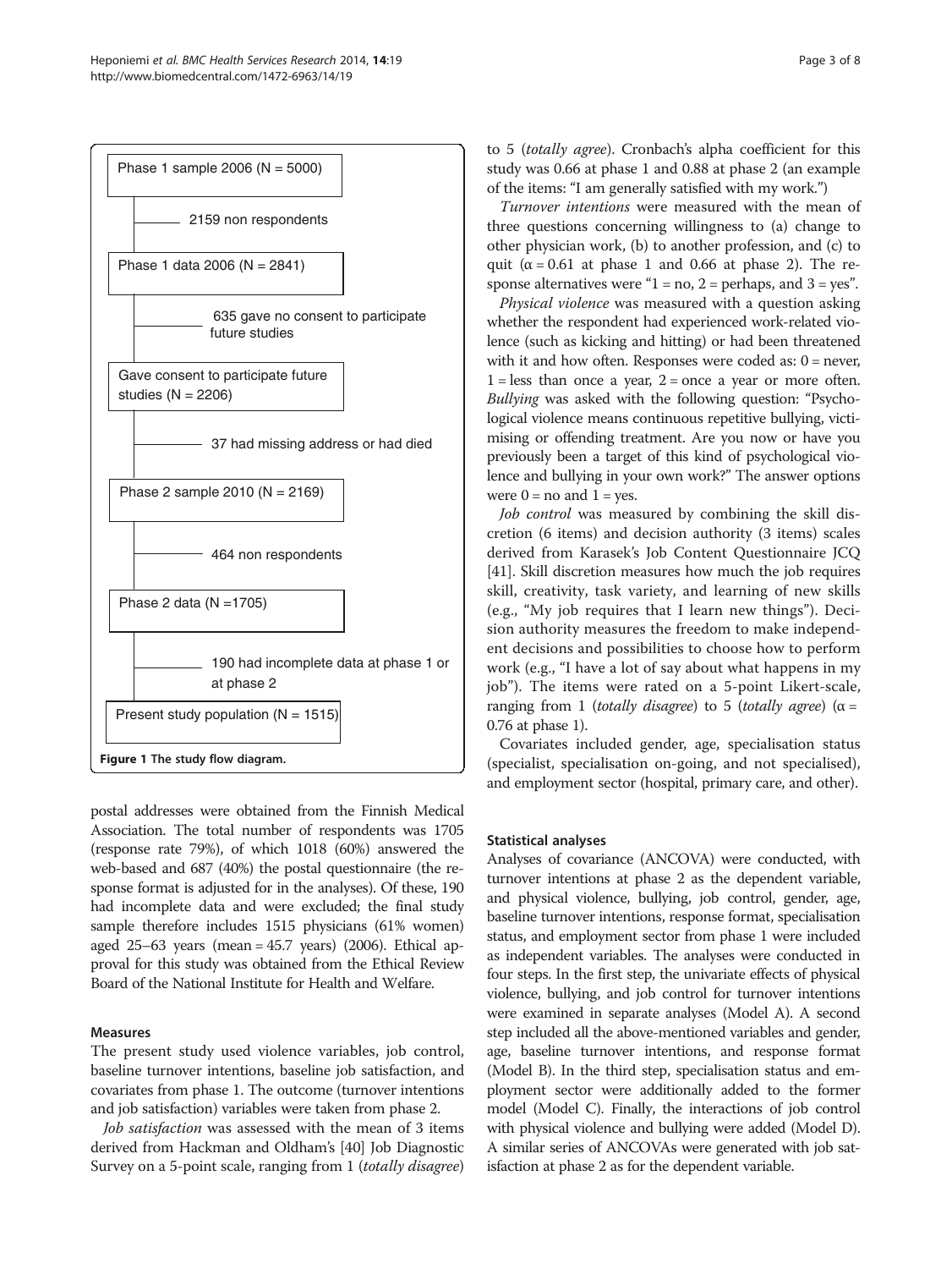Phase 1 sample 2006 (N = 5000)

2159 non respondents

Phase 1 data 2006 (N = 2841)

635 gave no consent to participate future studies

Gave consent to participate future studies (N = 2206)

37 had missing address or had died

Phase 2 sample 2010 (N = 2169)

464 non respondents

Phase 2 data (N =1705)

190 had incomplete data at phase 1 or at phase 2

Present study population (N = 1515)

**Figure 1 The study flow diagram.**

postal addresses were obtained from the Finnish Medical Association. The total number of respondents was 1705 (response rate 79%), of which 1018 (60%) answered the web-based and 687 (40%) the postal questionnaire (the response format is adjusted for in the analyses). Of these, 190 had incomplete data and were excluded; the final study sample therefore includes 1515 physicians (61% women) aged 25–63 years (mean = 45.7 years) (2006). Ethical approval for this study was obtained from the Ethical Review Board of the National Institute for Health and Welfare.

### Measures

The present study used violence variables, job control, baseline turnover intentions, baseline job satisfaction, and covariates from phase 1. The outcome (turnover intentions and job satisfaction) variables were taken from phase 2.

*Job satisfaction* was assessed with the mean of 3 items derived from Hackman and Oldham's [40] Job Diagnostic Survey on a 5-point scale, ranging from 1 (*totally disagree*) to 5 (*totally agree*). Cronbach's alpha coefficient for this study was 0.66 at phase 1 and 0.88 at phase 2 (an example of the items: "I am generally satisfied with my work.")

*Turnover intentions* were measured with the mean of three questions concerning willingness to (a) change to other physician work, (b) to another profession, and (c) to quit ($\alpha = 0.61$ at phase 1 and 0.66 at phase 2). The response alternatives were "1 = no, 2 = perhaps, and 3 = yes".

*Physical violence* was measured with a question asking whether the respondent had experienced work-related violence (such as kicking and hitting) or had been threatened with it and how often. Responses were coded as: 0 = never, 1 = less than once a year, 2 = once a year or more often. *Bullying* was asked with the following question: "Psychological violence means continuous repetitive bullying, victimising or offending treatment. Are you now or have you previously been a target of this kind of psychological violence and bullying in your own work?" The answer options were 0 = no and 1 = yes.

*Job control* was measured by combining the skill discretion (6 items) and decision authority (3 items) scales derived from Karasek's Job Content Questionnaire JCQ [41]. Skill discretion measures how much the job requires skill, creativity, task variety, and learning of new skills (e.g., "My job requires that I learn new things"). Decision authority measures the freedom to make independent decisions and possibilities to choose how to perform work (e.g., "I have a lot of say about what happens in my job"). The items were rated on a 5-point Likert-scale, ranging from 1 (*totally disagree*) to 5 (*totally agree*) ($\alpha = 0.76$ at phase 1).

Covariates included gender, age, specialisation status (specialist, specialisation on-going, and not specialised), and employment sector (hospital, primary care, and other).

### Statistical analyses

Analyses of covariance (ANCOVA) were conducted, with turnover intentions at phase 2 as the dependent variable, and physical violence, bullying, job control, gender, age, baseline turnover intentions, response format, specialisation status, and employment sector from phase 1 were included as independent variables. The analyses were conducted in four steps. In the first step, the univariate effects of physical violence, bullying, and job control for turnover intentions were examined in separate analyses (Model A). A second step included all the above-mentioned variables and gender, age, baseline turnover intentions, and response format (Model B). In the third step, specialisation status and employment sector were additionally added to the former model (Model C). Finally, the interactions of job control with physical violence and bullying were added (Model D). A similar series of ANCOVAs were generated with job satisfaction at phase 2 as for the dependent variable.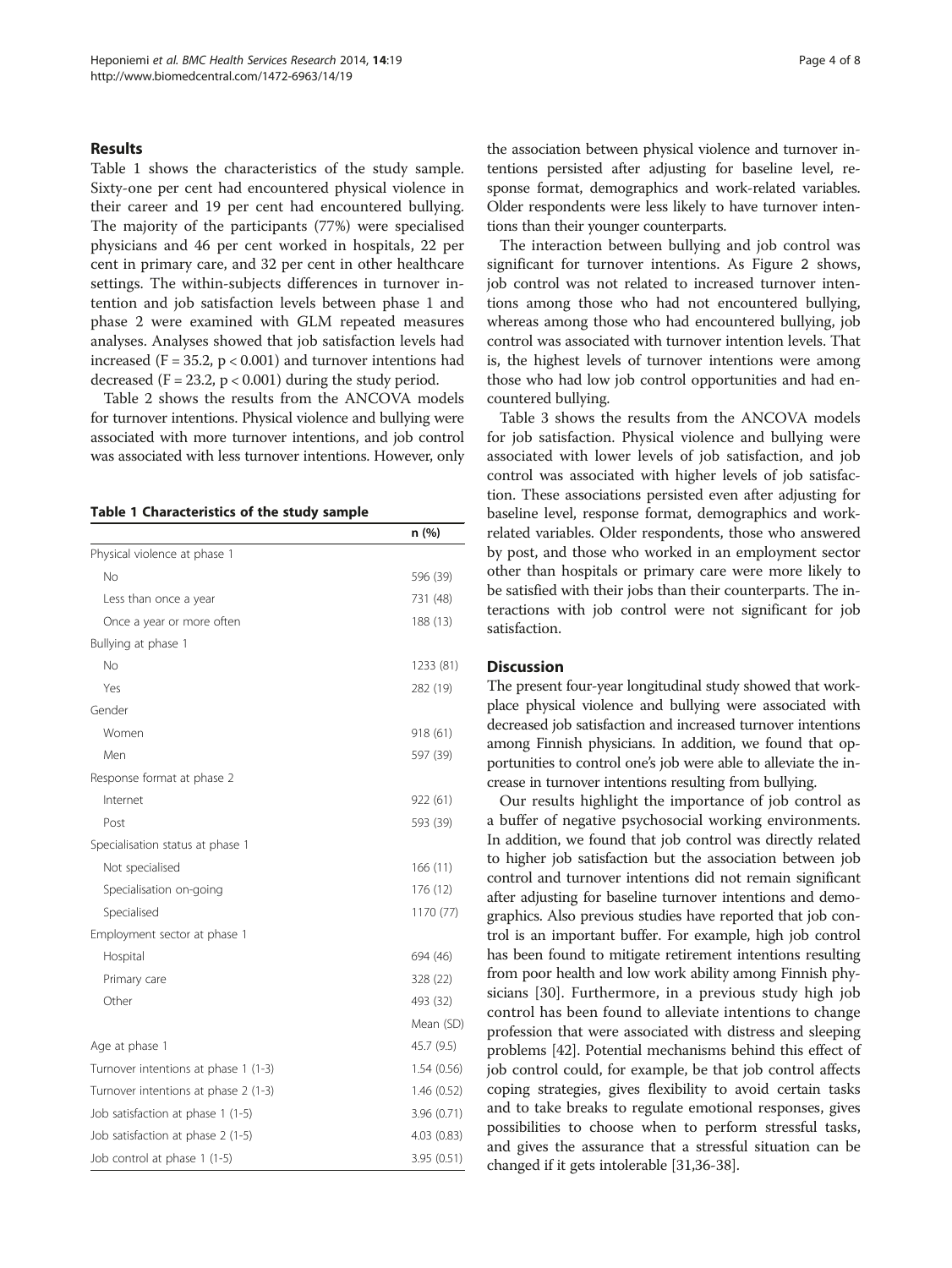## Results

Table 1 shows the characteristics of the study sample. Sixty-one per cent had encountered physical violence in their career and 19 per cent had encountered bullying. The majority of the participants (77%) were specialised physicians and 46 per cent worked in hospitals, 22 per cent in primary care, and 32 per cent in other healthcare settings. The within-subjects differences in turnover intention and job satisfaction levels between phase 1 and phase 2 were examined with GLM repeated measures analyses. Analyses showed that job satisfaction levels had increased ($F = 35.2$, $p < 0.001$) and turnover intentions had decreased ($F = 23.2$, $p < 0.001$) during the study period.

Table 2 shows the results from the ANCOVA models for turnover intentions. Physical violence and bullying were associated with more turnover intentions, and job control was associated with less turnover intentions. However, only the association between physical violence and turnover intentions persisted after adjusting for baseline level, response format, demographics and work-related variables. Older respondents were less likely to have turnover intentions than their younger counterparts.

**Table 1 Characteristics of the study sample**

| | n (%) |
|---|---|
| Physical violence at phase 1 | |
| No | 596 (39) |
| Less than once a year | 731 (48) |
| Once a year or more often | 188 (13) |
| Bullying at phase 1 | |
| No | 1233 (81) |
| Yes | 282 (19) |
| Gender | |
| Women | 918 (61) |
| Men | 597 (39) |
| Response format at phase 2 | |
| Internet | 922 (61) |
| Post | 593 (39) |
| Specialisation status at phase 1 | |
| Not specialised | 166 (11) |
| Specialisation on-going | 176 (12) |
| Specialised | 1170 (77) |
| Employment sector at phase 1 | |
| Hospital | 694 (46) |
| Primary care | 328 (22) |
| Other | 493 (32) |
| | Mean (SD) |
| Age at phase 1 | 45.7 (9.5) |
| Turnover intentions at phase 1 (1-3) | 1.54 (0.56) |
| Turnover intentions at phase 2 (1-3) | 1.46 (0.52) |
| Job satisfaction at phase 1 (1-5) | 3.96 (0.71) |
| Job satisfaction at phase 2 (1-5) | 4.03 (0.83) |
| Job control at phase 1 (1-5) | 3.95 (0.51) |

The interaction between bullying and job control was significant for turnover intentions. As Figure 2 shows, job control was not related to increased turnover intentions among those who had not encountered bullying, whereas among those who had encountered bullying, job control was associated with turnover intention levels. That is, the highest levels of turnover intentions were among those who had low job control opportunities and had encountered bullying.

Table 3 shows the results from the ANCOVA models for job satisfaction. Physical violence and bullying were associated with lower levels of job satisfaction, and job control was associated with higher levels of job satisfaction. These associations persisted even after adjusting for baseline level, response format, demographics and work-related variables. Older respondents, those who answered by post, and those who worked in an employment sector other than hospitals or primary care were more likely to be satisfied with their jobs than their counterparts. The interactions with job control were not significant for job satisfaction.

## Discussion

The present four-year longitudinal study showed that workplace physical violence and bullying were associated with decreased job satisfaction and increased turnover intentions among Finnish physicians. In addition, we found that opportunities to control one's job were able to alleviate the increase in turnover intentions resulting from bullying.

Our results highlight the importance of job control as a buffer of negative psychosocial working environments. In addition, we found that job control was directly related to higher job satisfaction but the association between job control and turnover intentions did not remain significant after adjusting for baseline turnover intentions and demographics. Also previous studies have reported that job control is an important buffer. For example, high job control has been found to mitigate retirement intentions resulting from poor health and low work ability among Finnish physicians [30]. Furthermore, in a previous study high job control has been found to alleviate intentions to change profession that were associated with distress and sleeping problems [42]. Potential mechanisms behind this effect of job control could, for example, be that job control affects coping strategies, gives flexibility to avoid certain tasks and to take breaks to regulate emotional responses, gives possibilities to choose when to perform stressful tasks, and gives the assurance that a stressful situation can be changed if it gets intolerable [31,36-38].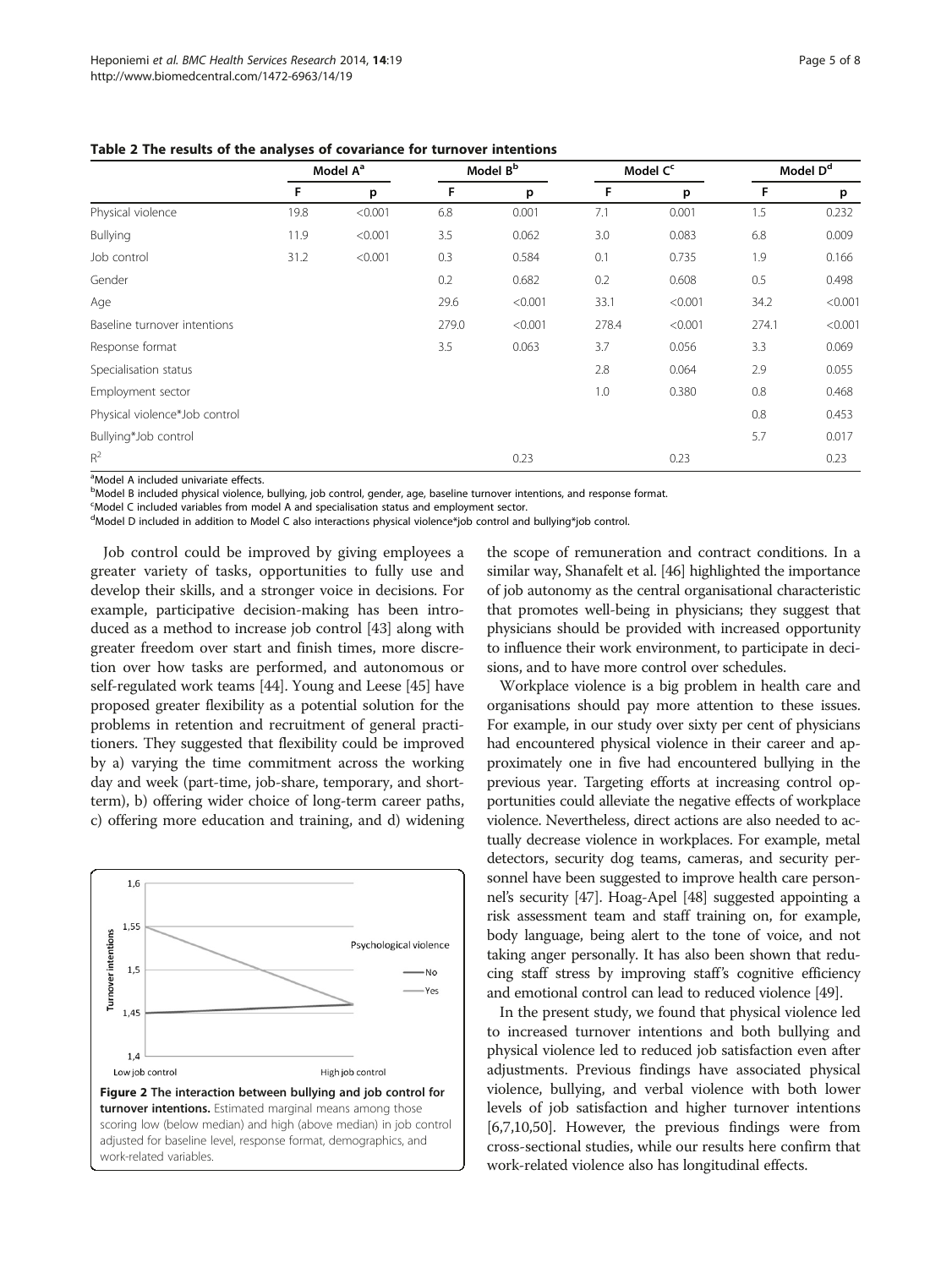**Table 2 The results of the analyses of covariance for turnover intentions**

| | Model A[a] | | Model B[b] | | Model C[c] | | Model D[d] | |
|---|---|---|---|---|---|---|---|---|
| | F | p | F | p | F | p | F | p |
| Physical violence | 19.8 | <0.001 | 6.8 | 0.001 | 7.1 | 0.001 | 1.5 | 0.232 |
| Bullying | 11.9 | <0.001 | 3.5 | 0.062 | 3.0 | 0.083 | 6.8 | 0.009 |
| Job control | 31.2 | <0.001 | 0.3 | 0.584 | 0.1 | 0.735 | 1.9 | 0.166 |
| Gender | | | 0.2 | 0.682 | 0.2 | 0.608 | 0.5 | 0.498 |
| Age | | | 29.6 | <0.001 | 33.1 | <0.001 | 34.2 | <0.001 |
| Baseline turnover intentions | | | 279.0 | <0.001 | 278.4 | <0.001 | 274.1 | <0.001 |
| Response format | | | 3.5 | 0.063 | 3.7 | 0.056 | 3.3 | 0.069 |
| Specialisation status | | | | | 2.8 | 0.064 | 2.9 | 0.055 |
| Employment sector | | | | | 1.0 | 0.380 | 0.8 | 0.468 |
| Physical violence*Job control | | | | | | | 0.8 | 0.453 |
| Bullying*Job control | | | | | | | 5.7 | 0.017 |
| $R^2$ | | | | 0.23 | | 0.23 | | 0.23 |

[a]Model A included univariate effects.
[b]Model B included physical violence, bullying, job control, gender, age, baseline turnover intentions, and response format.
[c]Model C included variables from model A and specialisation status and employment sector.
[d]Model D included in addition to Model C also interactions physical violence*job control and bullying*job control.

Job control could be improved by giving employees a greater variety of tasks, opportunities to fully use and develop their skills, and a stronger voice in decisions. For example, participative decision-making has been introduced as a method to increase job control [43] along with greater freedom over start and finish times, more discretion over how tasks are performed, and autonomous or self-regulated work teams [44]. Young and Leese [45] have proposed greater flexibility as a potential solution for the problems in retention and recruitment of general practitioners. They suggested that flexibility could be improved by a) varying the time commitment across the working day and week (part-time, job-share, temporary, and short-term), b) offering wider choice of long-term career paths, c) offering more education and training, and d) widening the scope of remuneration and contract conditions. In a similar way, Shanafelt et al. [46] highlighted the importance of job autonomy as the central organisational characteristic that promotes well-being in physicians; they suggest that physicians should be provided with increased opportunity to influence their work environment, to participate in decisions, and to have more control over schedules.

**Figure 2 The interaction between bullying and job control for turnover intentions.** Estimated marginal means among those scoring low (below median) and high (above median) in job control adjusted for baseline level, response format, demographics, and work-related variables.

Workplace violence is a big problem in health care and organisations should pay more attention to these issues. For example, in our study over sixty per cent of physicians had encountered physical violence in their career and approximately one in five had encountered bullying in the previous year. Targeting efforts at increasing control opportunities could alleviate the negative effects of workplace violence. Nevertheless, direct actions are also needed to actually decrease violence in workplaces. For example, metal detectors, security dog teams, cameras, and security personnel have been suggested to improve health care personnel's security [47]. Hoag-Apel [48] suggested appointing a risk assessment team and staff training on, for example, body language, being alert to the tone of voice, and not taking anger personally. It has also been shown that reducing staff stress by improving staff's cognitive efficiency and emotional control can lead to reduced violence [49].

In the present study, we found that physical violence led to increased turnover intentions and both bullying and physical violence led to reduced job satisfaction even after adjustments. Previous findings have associated physical violence, bullying, and verbal violence with both lower levels of job satisfaction and higher turnover intentions [6,7,10,50]. However, the previous findings were from cross-sectional studies, while our results here confirm that work-related violence also has longitudinal effects.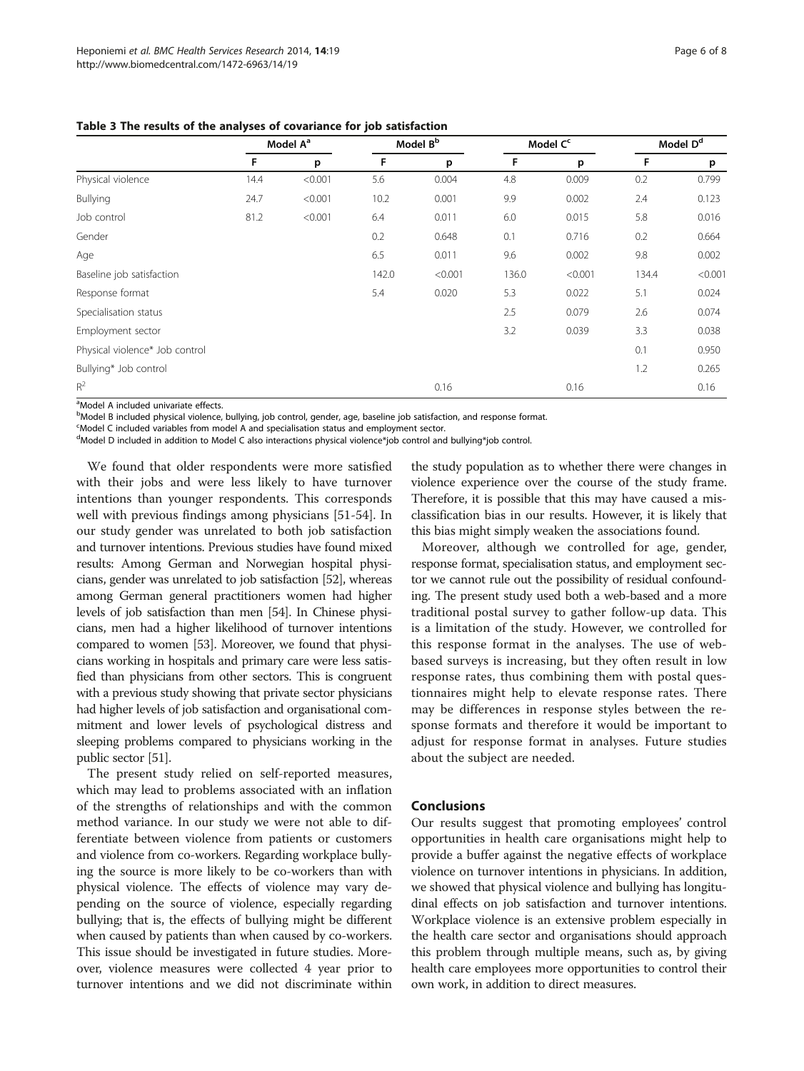**Table 3 The results of the analyses of covariance for job satisfaction**

| | Model A[a] | | Model B[b] | | Model C[c] | | Model D[d] | |
|---|---|---|---|---|---|---|---|---|
| | F | p | F | p | F | p | F | p |
| Physical violence | 14.4 | <0.001 | 5.6 | 0.004 | 4.8 | 0.009 | 0.2 | 0.799 |
| Bullying | 24.7 | <0.001 | 10.2 | 0.001 | 9.9 | 0.002 | 2.4 | 0.123 |
| Job control | 81.2 | <0.001 | 6.4 | 0.011 | 6.0 | 0.015 | 5.8 | 0.016 |
| Gender | | | 0.2 | 0.648 | 0.1 | 0.716 | 0.2 | 0.664 |
| Age | | | 6.5 | 0.011 | 9.6 | 0.002 | 9.8 | 0.002 |
| Baseline job satisfaction | | | 142.0 | <0.001 | 136.0 | <0.001 | 134.4 | <0.001 |
| Response format | | | 5.4 | 0.020 | 5.3 | 0.022 | 5.1 | 0.024 |
| Specialisation status | | | | | 2.5 | 0.079 | 2.6 | 0.074 |
| Employment sector | | | | | 3.2 | 0.039 | 3.3 | 0.038 |
| Physical violence* Job control | | | | | | | 0.1 | 0.950 |
| Bullying* Job control | | | | | | | 1.2 | 0.265 |
| $R^2$ | | | | 0.16 | | 0.16 | | 0.16 |

[a]Model A included univariate effects.

[b]Model B included physical violence, bullying, job control, gender, age, baseline job satisfaction, and response format.

[c]Model C included variables from model A and specialisation status and employment sector.

[d]Model D included in addition to Model C also interactions physical violence*job control and bullying*job control.

We found that older respondents were more satisfied with their jobs and were less likely to have turnover intentions than younger respondents. This corresponds well with previous findings among physicians [51-54]. In our study gender was unrelated to both job satisfaction and turnover intentions. Previous studies have found mixed results: Among German and Norwegian hospital physicians, gender was unrelated to job satisfaction [52], whereas among German general practitioners women had higher levels of job satisfaction than men [54]. In Chinese physicians, men had a higher likelihood of turnover intentions compared to women [53]. Moreover, we found that physicians working in hospitals and primary care were less satisfied than physicians from other sectors. This is congruent with a previous study showing that private sector physicians had higher levels of job satisfaction and organisational commitment and lower levels of psychological distress and sleeping problems compared to physicians working in the public sector [51].

The present study relied on self-reported measures, which may lead to problems associated with an inflation of the strengths of relationships and with the common method variance. In our study we were not able to differentiate between violence from patients or customers and violence from co-workers. Regarding workplace bullying the source is more likely to be co-workers than with physical violence. The effects of violence may vary depending on the source of violence, especially regarding bullying; that is, the effects of bullying might be different when caused by patients than when caused by co-workers. This issue should be investigated in future studies. Moreover, violence measures were collected 4 year prior to turnover intentions and we did not discriminate within the study population as to whether there were changes in violence experience over the course of the study frame. Therefore, it is possible that this may have caused a misclassification bias in our results. However, it is likely that this bias might simply weaken the associations found.

Moreover, although we controlled for age, gender, response format, specialisation status, and employment sector we cannot rule out the possibility of residual confounding. The present study used both a web-based and a more traditional postal survey to gather follow-up data. This is a limitation of the study. However, we controlled for this response format in the analyses. The use of web-based surveys is increasing, but they often result in low response rates, thus combining them with postal questionnaires might help to elevate response rates. There may be differences in response styles between the response formats and therefore it would be important to adjust for response format in analyses. Future studies about the subject are needed.

## Conclusions

Our results suggest that promoting employees' control opportunities in health care organisations might help to provide a buffer against the negative effects of workplace violence on turnover intentions in physicians. In addition, we showed that physical violence and bullying has longitudinal effects on job satisfaction and turnover intentions. Workplace violence is an extensive problem especially in the health care sector and organisations should approach this problem through multiple means, such as, by giving health care employees more opportunities to control their own work, in addition to direct measures.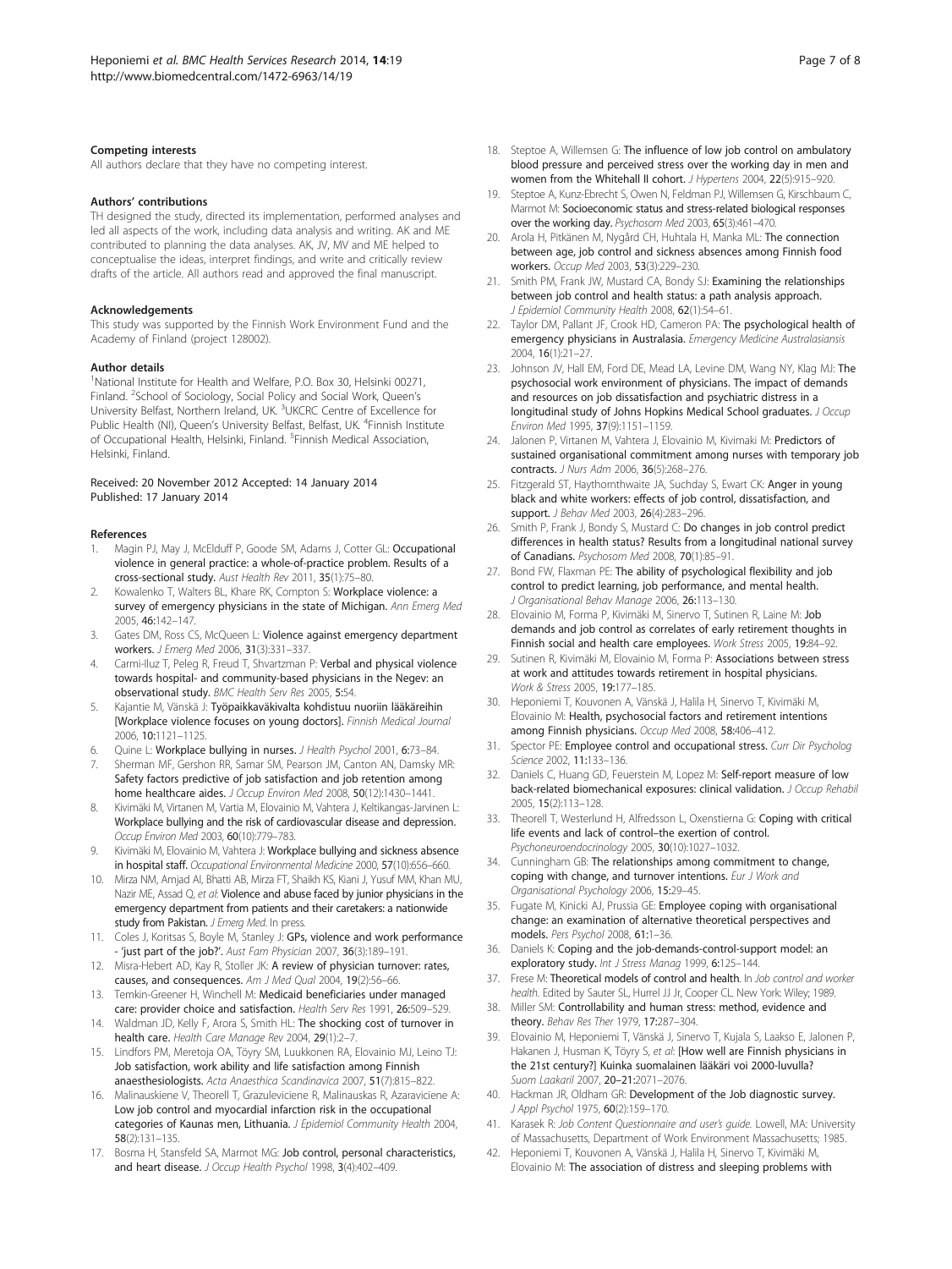### Competing interests

All authors declare that they have no competing interest.

### Authors' contributions

TH designed the study, directed its implementation, performed analyses and led all aspects of the work, including data analysis and writing. AK and ME contributed to planning the data analyses. AK, JV, MV and ME helped to conceptualise the ideas, interpret findings, and write and critically review drafts of the article. All authors read and approved the final manuscript.

### Acknowledgements

This study was supported by the Finnish Work Environment Fund and the Academy of Finland (project 128002).

### Author details

[1]National Institute for Health and Welfare, P.O. Box 30, Helsinki 00271, Finland. [2]School of Sociology, Social Policy and Social Work, Queen's University Belfast, Northern Ireland, UK. [3]UKCRC Centre of Excellence for Public Health (NI), Queen's University Belfast, Belfast, UK. [4]Finnish Institute of Occupational Health, Helsinki, Finland. [5]Finnish Medical Association, Helsinki, Finland.

Received: 20 November 2012 Accepted: 14 January 2014
Published: 17 January 2014

### References

1. Magin PJ, May J, McElduff P, Goode SM, Adams J, Cotter GL: **Occupational violence in general practice: a whole-of-practice problem. Results of a cross-sectional study.** *Aust Health Rev* 2011, **35**(1):75–80.
2. Kowalenko T, Walters BL, Khare RK, Compton S: **Workplace violence: a survey of emergency physicians in the state of Michigan.** *Ann Emerg Med* 2005, **46:**142–147.
3. Gates DM, Ross CS, McQueen L: **Violence against emergency department workers.** *J Emerg Med* 2006, **31**(3):331–337.
4. Carmi-Iluz T, Peleg R, Freud T, Shvartzman P: **Verbal and physical violence towards hospital- and community-based physicians in the Negev: an observational study.** *BMC Health Serv Res* 2005, **5:**54.
5. Kajantie M, Vänskä J: **Työpaikkaväkivalta kohdistuu nuoriin lääkäreihin [Workplace violence focuses on young doctors].** *Finnish Medical Journal* 2006, **10:**1121–1125.
6. Quine L: **Workplace bullying in nurses.** *J Health Psychol* 2001, **6:**73–84.
7. Sherman MF, Gershon RR, Samar SM, Pearson JM, Canton AN, Damsky MR: **Safety factors predictive of job satisfaction and job retention among home healthcare aides.** *J Occup Environ Med* 2008, **50**(12):1430–1441.
8. Kivimäki M, Virtanen M, Vartia M, Elovainio M, Vahtera J, Keltikangas-Jarvinen L: **Workplace bullying and the risk of cardiovascular disease and depression.** *Occup Environ Med* 2003, **60**(10):779–783.
9. Kivimäki M, Elovainio M, Vahtera J: **Workplace bullying and sickness absence in hospital staff.** *Occupational Environmental Medicine* 2000, **57**(10):656–660.
10. Mirza NM, Amjad AI, Bhatti AB, Mirza FT, Shaikh KS, Kiani J, Yusuf MM, Khan MU, Nazir ME, Assad Q, *et al*: **Violence and abuse faced by junior physicians in the emergency department from patients and their caretakers: a nationwide study from Pakistan.** *J Emerg Med*. In press.
11. Coles J, Koritsas S, Boyle M, Stanley J: **GPs, violence and work performance - 'just part of the job?'.** *Aust Fam Physician* 2007, **36**(3):189–191.
12. Misra-Hebert AD, Kay R, Stoller JK: **A review of physician turnover: rates, causes, and consequences.** *Am J Med Qual* 2004, **19**(2):56–66.
13. Temkin-Greener H, Winchell M: **Medicaid beneficiaries under managed care: provider choice and satisfaction.** *Health Serv Res* 1991, **26:**509–529.
14. Waldman JD, Kelly F, Arora S, Smith HL: **The shocking cost of turnover in health care.** *Health Care Manage Rev* 2004, **29**(1):2–7.
15. Lindfors PM, Meretoja OA, Töyry SM, Luukkonen RA, Elovainio MJ, Leino TJ: **Job satisfaction, work ability and life satisfaction among Finnish anaesthesiologists.** *Acta Anaesthica Scandinavica* 2007, **51**(7):815–822.
16. Malinauskiene V, Theorell T, Grazuleviciene R, Malinauskas R, Azaraviciene A: **Low job control and myocardial infarction risk in the occupational categories of Kaunas men, Lithuania.** *J Epidemiol Community Health* 2004, **58**(2):131–135.
17. Bosma H, Stansfeld SA, Marmot MG: **Job control, personal characteristics, and heart disease.** *J Occup Health Psychol* 1998, **3**(4):402–409.
18. Steptoe A, Willemsen G: **The influence of low job control on ambulatory blood pressure and perceived stress over the working day in men and women from the Whitehall II cohort.** *J Hypertens* 2004, **22**(5):915–920.
19. Steptoe A, Kunz-Ebrecht S, Owen N, Feldman PJ, Willemsen G, Kirschbaum C, Marmot M: **Socioeconomic status and stress-related biological responses over the working day.** *Psychosom Med* 2003, **65**(3):461–470.
20. Arola H, Pitkänen M, Nygård CH, Huhtala H, Manka ML: **The connection between age, job control and sickness absences among Finnish food workers.** *Occup Med* 2003, **53**(3):229–230.
21. Smith PM, Frank JW, Mustard CA, Bondy SJ: **Examining the relationships between job control and health status: a path analysis approach.** *J Epidemiol Community Health* 2008, **62**(1):54–61.
22. Taylor DM, Pallant JF, Crook HD, Cameron PA: **The psychological health of emergency physicians in Australasia.** *Emergency Medicine Australasiansis* 2004, **16**(1):21–27.
23. Johnson JV, Hall EM, Ford DE, Mead LA, Levine DM, Wang NY, Klag MJ: **The psychosocial work environment of physicians. The impact of demands and resources on job dissatisfaction and psychiatric distress in a longitudinal study of Johns Hopkins Medical School graduates.** *J Occup Environ Med* 1995, **37**(9):1151–1159.
24. Jalonen P, Virtanen M, Vahtera J, Elovainio M, Kivimaki M: **Predictors of sustained organisational commitment among nurses with temporary job contracts.** *J Nurs Adm* 2006, **36**(5):268–276.
25. Fitzgerald ST, Haythornthwaite JA, Suchday S, Ewart CK: **Anger in young black and white workers: effects of job control, dissatisfaction, and support.** *J Behav Med* 2003, **26**(4):283–296.
26. Smith P, Frank J, Bondy S, Mustard C: **Do changes in job control predict differences in health status? Results from a longitudinal national survey of Canadians.** *Psychosom Med* 2008, **70**(1):85–91.
27. Bond FW, Flaxman PE: **The ability of psychological flexibility and job control to predict learning, job performance, and mental health.** *J Organisational Behav Manage* 2006, **26:**113–130.
28. Elovainio M, Forma P, Kivimäki M, Sinervo T, Sutinen R, Laine M: **Job demands and job control as correlates of early retirement thoughts in Finnish social and health care employees.** *Work Stress* 2005, **19:**84–92.
29. Sutinen R, Kivimäki M, Elovainio M, Forma P: **Associations between stress at work and attitudes towards retirement in hospital physicians.** *Work & Stress* 2005, **19:**177–185.
30. Heponiemi T, Kouvonen A, Vänskä J, Halila H, Sinervo T, Kivimäki M, Elovainio M: **Health, psychosocial factors and retirement intentions among Finnish physicians.** *Occup Med* 2008, **58:**406–412.
31. Spector PE: **Employee control and occupational stress.** *Curr Dir Psycholog Science* 2002, **11:**133–136.
32. Daniels C, Huang GD, Feuerstein M, Lopez M: **Self-report measure of low back-related biomechanical exposures: clinical validation.** *J Occup Rehabil* 2005, **15**(2):113–128.
33. Theorell T, Westerlund H, Alfredsson L, Oxenstierna G: **Coping with critical life events and lack of control–the exertion of control.** *Psychoneuroendocrinology* 2005, **30**(10):1027–1032.
34. Cunningham GB: **The relationships among commitment to change, coping with change, and turnover intentions.** *Eur J Work and Organisational Psychology* 2006, **15:**29–45.
35. Fugate M, Kinicki AJ, Prussia GE: **Employee coping with organisational change: an examination of alternative theoretical perspectives and models.** *Pers Psychol* 2008, **61:**1–36.
36. Daniels K: **Coping and the job-demands-control-support model: an exploratory study.** *Int J Stress Manag* 1999, **6:**125–144.
37. Frese M: **Theoretical models of control and health.** In *Job control and worker health*. Edited by Sauter SL, Hurrel JJ Jr, Cooper CL. New York: Wiley; 1989.
38. Miller SM: **Controllability and human stress: method, evidence and theory.** *Behav Res Ther* 1979, **17:**287–304.
39. Elovainio M, Heponiemi T, Vänskä J, Sinervo T, Kujala S, Laakso E, Jalonen P, Hakanen J, Husman K, Töyry S, *et al*: **[How well are Finnish physicians in the 21st century?] Kuinka suomalainen lääkäri voi 2000-luvulla?** *Suom Laakaril* 2007, **20–21:**2071–2076.
40. Hackman JR, Oldham GR: **Development of the Job diagnostic survey.** *J Appl Psychol* 1975, **60**(2):159–170.
41. Karasek R: *Job Content Questionnaire and user's guide.* Lowell, MA: University of Massachusetts, Department of Work Environment Massachusetts; 1985.
42. Heponiemi T, Kouvonen A, Vänskä J, Halila H, Sinervo T, Kivimäki M, Elovainio M: **The association of distress and sleeping problems with**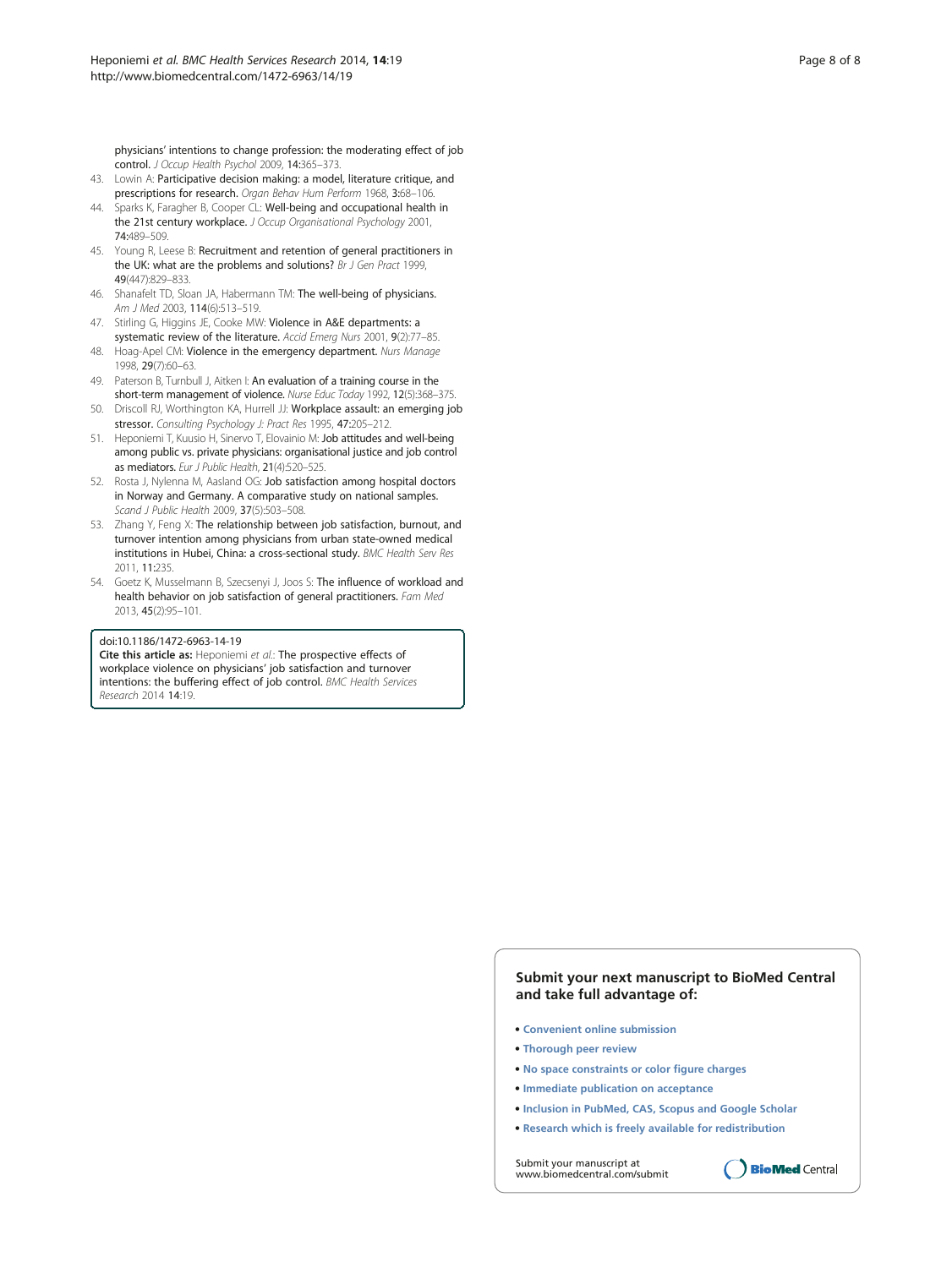physicians' intentions to change profession: the moderating effect of job control. *J Occup Health Psychol* 2009, **14**:365–373.

43. Lowin A: Participative decision making: a model, literature critique, and prescriptions for research. *Organ Behav Hum Perform* 1968, **3**:68–106.
44. Sparks K, Faragher B, Cooper CL: Well-being and occupational health in the 21st century workplace. *J Occup Organisational Psychology* 2001, **74**:489–509.
45. Young R, Leese B: Recruitment and retention of general practitioners in the UK: what are the problems and solutions? *Br J Gen Pract* 1999, **49**(447):829–833.
46. Shanafelt TD, Sloan JA, Habermann TM: The well-being of physicians. *Am J Med* 2003, **114**(6):513–519.
47. Stirling G, Higgins JE, Cooke MW: Violence in A&E departments: a systematic review of the literature. *Accid Emerg Nurs* 2001, **9**(2):77–85.
48. Hoag-Apel CM: Violence in the emergency department. *Nurs Manage* 1998, **29**(7):60–63.
49. Paterson B, Turnbull J, Aitken I: An evaluation of a training course in the short-term management of violence. *Nurse Educ Today* 1992, **12**(5):368–375.
50. Driscoll RJ, Worthington KA, Hurrell JJ: Workplace assault: an emerging job stressor. *Consulting Psychology J: Pract Res* 1995, **47**:205–212.
51. Heponiemi T, Kuusio H, Sinervo T, Elovainio M: Job attitudes and well-being among public vs. private physicians: organisational justice and job control as mediators. *Eur J Public Health*, **21**(4):520–525.
52. Rosta J, Nylenna M, Aasland OG: Job satisfaction among hospital doctors in Norway and Germany. A comparative study on national samples. *Scand J Public Health* 2009, **37**(5):503–508.
53. Zhang Y, Feng X: The relationship between job satisfaction, burnout, and turnover intention among physicians from urban state-owned medical institutions in Hubei, China: a cross-sectional study. *BMC Health Serv Res* 2011, **11**:235.
54. Goetz K, Musselmann B, Szecsenyi J, Joos S: The influence of workload and health behavior on job satisfaction of general practitioners. *Fam Med* 2013, **45**(2):95–101.

doi:10.1186/1472-6963-14-19

**Cite this article as:** Heponiemi *et al.*: The prospective effects of workplace violence on physicians' job satisfaction and turnover intentions: the buffering effect of job control. *BMC Health Services Research* 2014 **14**:19.

**Submit your next manuscript to BioMed Central and take full advantage of:**

- **Convenient online submission**
- **Thorough peer review**
- **No space constraints or color figure charges**
- **Immediate publication on acceptance**
- **Inclusion in PubMed, CAS, Scopus and Google Scholar**
- **Research which is freely available for redistribution**

Submit your manuscript at www.biomedcentral.com/submit

BioMed Central